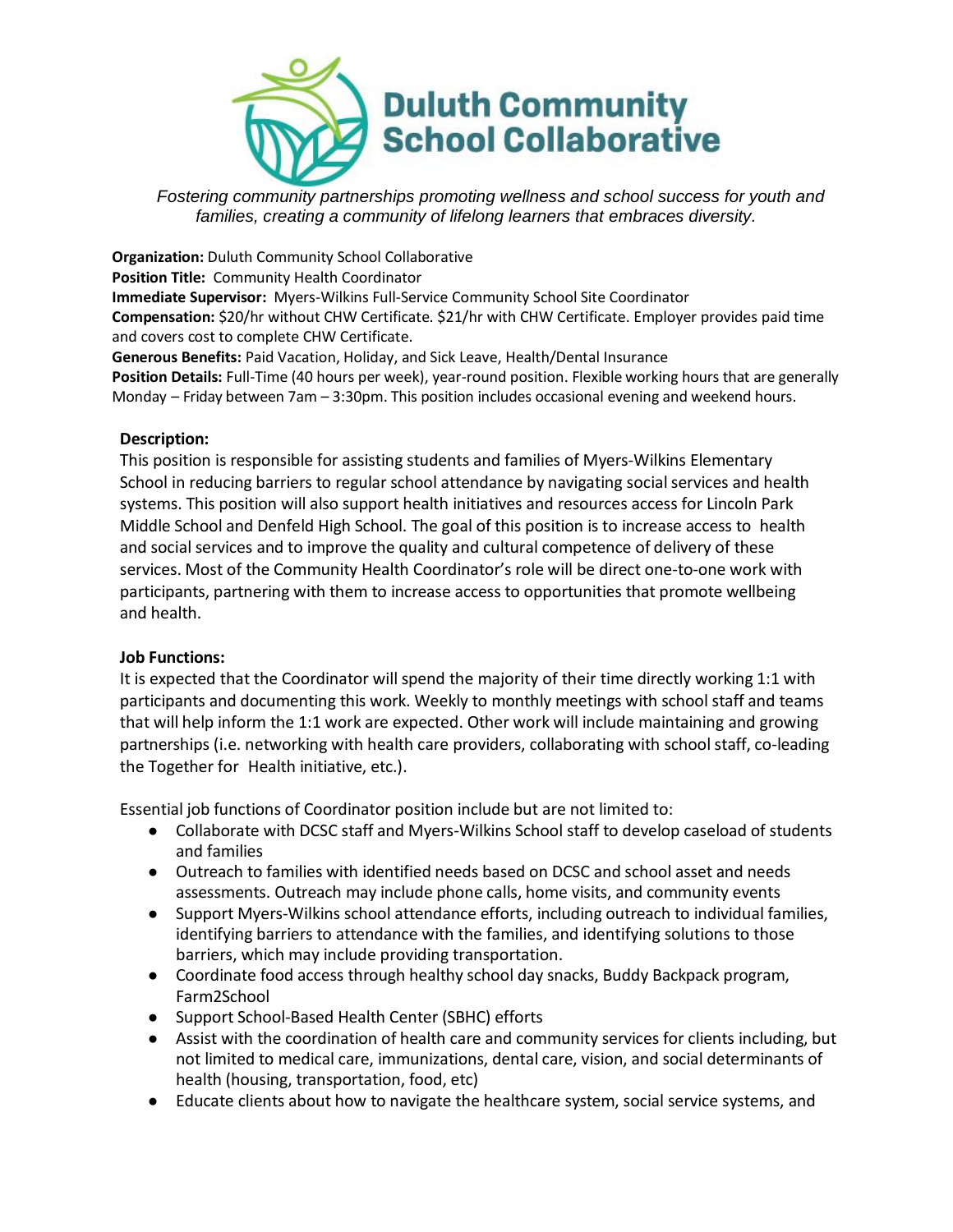# Duluth Community School Collaborative

*Fostering community partnerships promoting wellness and school success for youth and families, creating a community of lifelong learners that embraces diversity.*

**Organization:** Duluth Community School Collaborative
**Position Title:** Community Health Coordinator
**Immediate Supervisor:** Myers-Wilkins Full-Service Community School Site Coordinator
**Compensation:** $20/hr without CHW Certificate. $21/hr with CHW Certificate. Employer provides paid time and covers cost to complete CHW Certificate.
**Generous Benefits:** Paid Vacation, Holiday, and Sick Leave, Health/Dental Insurance
**Position Details:** Full-Time (40 hours per week), year-round position. Flexible working hours that are generally Monday – Friday between 7am – 3:30pm. This position includes occasional evening and weekend hours.

**Description:**

This position is responsible for assisting students and families of Myers-Wilkins Elementary School in reducing barriers to regular school attendance by navigating social services and health systems. This position will also support health initiatives and resources access for Lincoln Park Middle School and Denfeld High School. The goal of this position is to increase access to health and social services and to improve the quality and cultural competence of delivery of these services. Most of the Community Health Coordinator's role will be direct one-to-one work with participants, partnering with them to increase access to opportunities that promote wellbeing and health.

**Job Functions:**

It is expected that the Coordinator will spend the majority of their time directly working 1:1 with participants and documenting this work. Weekly to monthly meetings with school staff and teams that will help inform the 1:1 work are expected. Other work will include maintaining and growing partnerships (i.e. networking with health care providers, collaborating with school staff, co-leading the Together for Health initiative, etc.).

Essential job functions of Coordinator position include but are not limited to:

- Collaborate with DCSC staff and Myers-Wilkins School staff to develop caseload of students and families
- Outreach to families with identified needs based on DCSC and school asset and needs assessments. Outreach may include phone calls, home visits, and community events
- Support Myers-Wilkins school attendance efforts, including outreach to individual families, identifying barriers to attendance with the families, and identifying solutions to those barriers, which may include providing transportation.
- Coordinate food access through healthy school day snacks, Buddy Backpack program, Farm2School
- Support School-Based Health Center (SBHC) efforts
- Assist with the coordination of health care and community services for clients including, but not limited to medical care, immunizations, dental care, vision, and social determinants of health (housing, transportation, food, etc)
- Educate clients about how to navigate the healthcare system, social service systems, and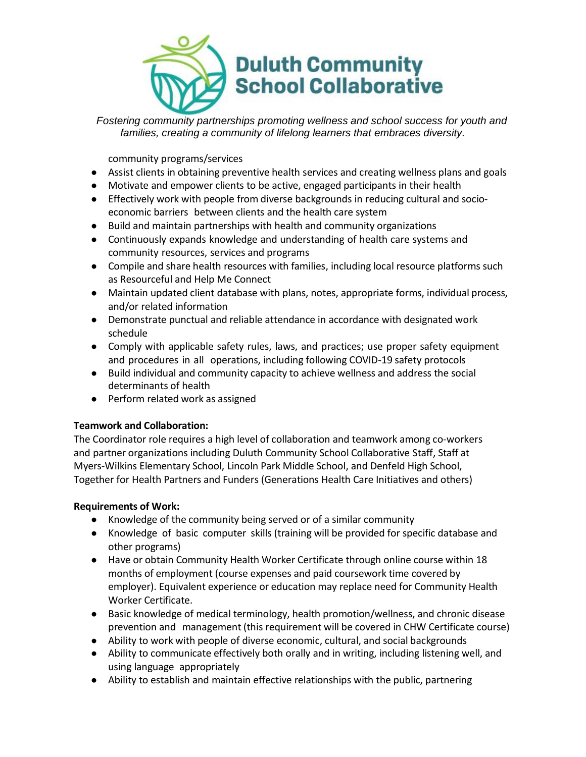*Fostering community partnerships promoting wellness and school success for youth and families, creating a community of lifelong learners that embraces diversity.*

community programs/services

- Assist clients in obtaining preventive health services and creating wellness plans and goals
- Motivate and empower clients to be active, engaged participants in their health
- Effectively work with people from diverse backgrounds in reducing cultural and socio-economic barriers between clients and the health care system
- Build and maintain partnerships with health and community organizations
- Continuously expands knowledge and understanding of health care systems and community resources, services and programs
- Compile and share health resources with families, including local resource platforms such as Resourceful and Help Me Connect
- Maintain updated client database with plans, notes, appropriate forms, individual process, and/or related information
- Demonstrate punctual and reliable attendance in accordance with designated work schedule
- Comply with applicable safety rules, laws, and practices; use proper safety equipment and procedures in all operations, including following COVID-19 safety protocols
- Build individual and community capacity to achieve wellness and address the social determinants of health
- Perform related work as assigned

**Teamwork and Collaboration:**
The Coordinator role requires a high level of collaboration and teamwork among co-workers and partner organizations including Duluth Community School Collaborative Staff, Staff at Myers-Wilkins Elementary School, Lincoln Park Middle School, and Denfeld High School, Together for Health Partners and Funders (Generations Health Care Initiatives and others)

**Requirements of Work:**

- Knowledge of the community being served or of a similar community
- Knowledge of basic computer skills (training will be provided for specific database and other programs)
- Have or obtain Community Health Worker Certificate through online course within 18 months of employment (course expenses and paid coursework time covered by employer). Equivalent experience or education may replace need for Community Health Worker Certificate.
- Basic knowledge of medical terminology, health promotion/wellness, and chronic disease prevention and management (this requirement will be covered in CHW Certificate course)
- Ability to work with people of diverse economic, cultural, and social backgrounds
- Ability to communicate effectively both orally and in writing, including listening well, and using language appropriately
- Ability to establish and maintain effective relationships with the public, partnering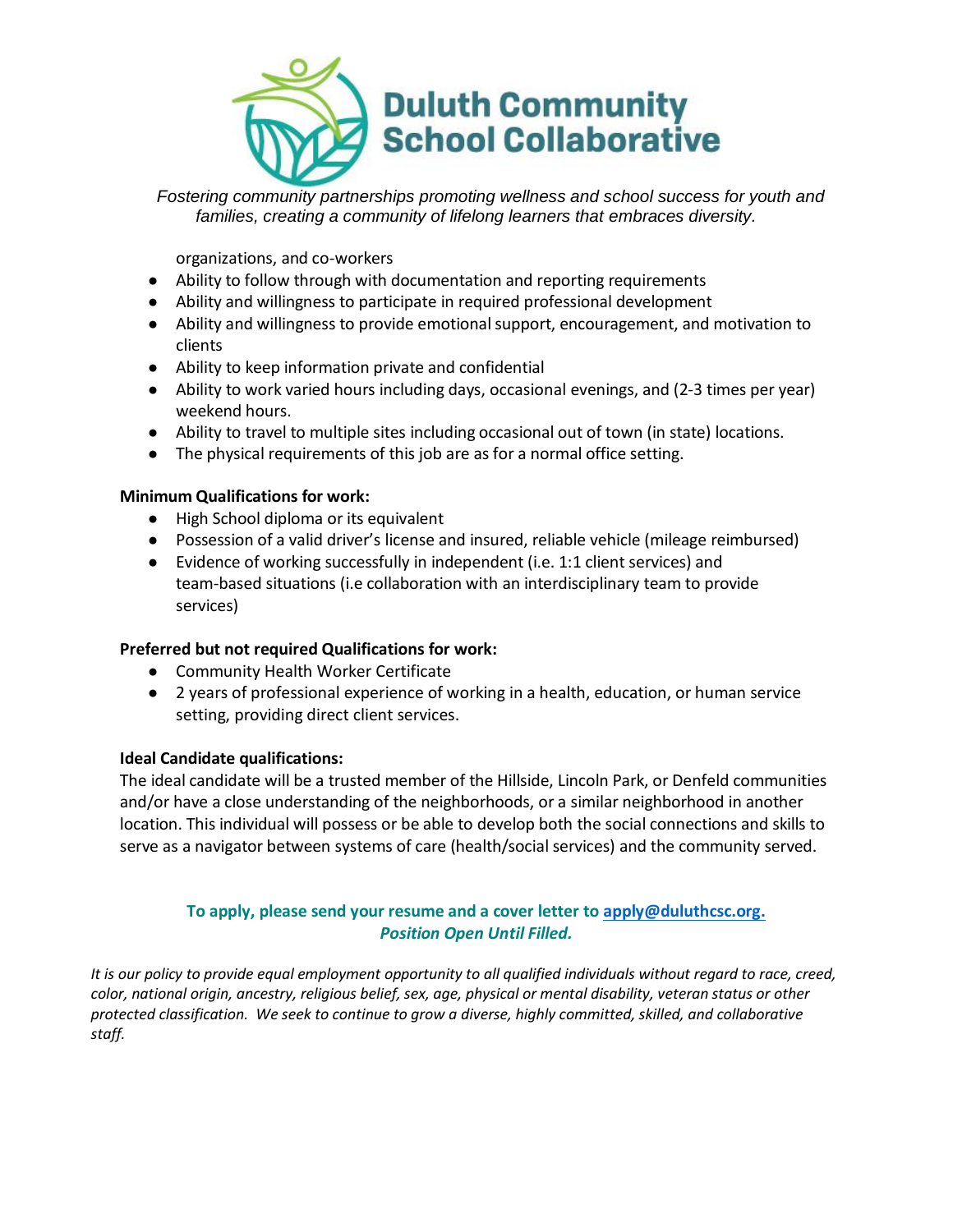# Duluth Community School Collaborative

*Fostering community partnerships promoting wellness and school success for youth and families, creating a community of lifelong learners that embraces diversity.*

organizations, and co-workers

- Ability to follow through with documentation and reporting requirements
- Ability and willingness to participate in required professional development
- Ability and willingness to provide emotional support, encouragement, and motivation to clients
- Ability to keep information private and confidential
- Ability to work varied hours including days, occasional evenings, and (2-3 times per year) weekend hours.
- Ability to travel to multiple sites including occasional out of town (in state) locations.
- The physical requirements of this job are as for a normal office setting.

**Minimum Qualifications for work:**

- High School diploma or its equivalent
- Possession of a valid driver's license and insured, reliable vehicle (mileage reimbursed)
- Evidence of working successfully in independent (i.e. 1:1 client services) and team-based situations (i.e collaboration with an interdisciplinary team to provide services)

**Preferred but not required Qualifications for work:**

- Community Health Worker Certificate
- 2 years of professional experience of working in a health, education, or human service setting, providing direct client services.

**Ideal Candidate qualifications:**

The ideal candidate will be a trusted member of the Hillside, Lincoln Park, or Denfeld communities and/or have a close understanding of the neighborhoods, or a similar neighborhood in another location. This individual will possess or be able to develop both the social connections and skills to serve as a navigator between systems of care (health/social services) and the community served.

**To apply, please send your resume and a cover letter to apply@duluthcsc.org.**
***Position Open Until Filled.***

*It is our policy to provide equal employment opportunity to all qualified individuals without regard to race, creed, color, national origin, ancestry, religious belief, sex, age, physical or mental disability, veteran status or other protected classification. We seek to continue to grow a diverse, highly committed, skilled, and collaborative staff.*